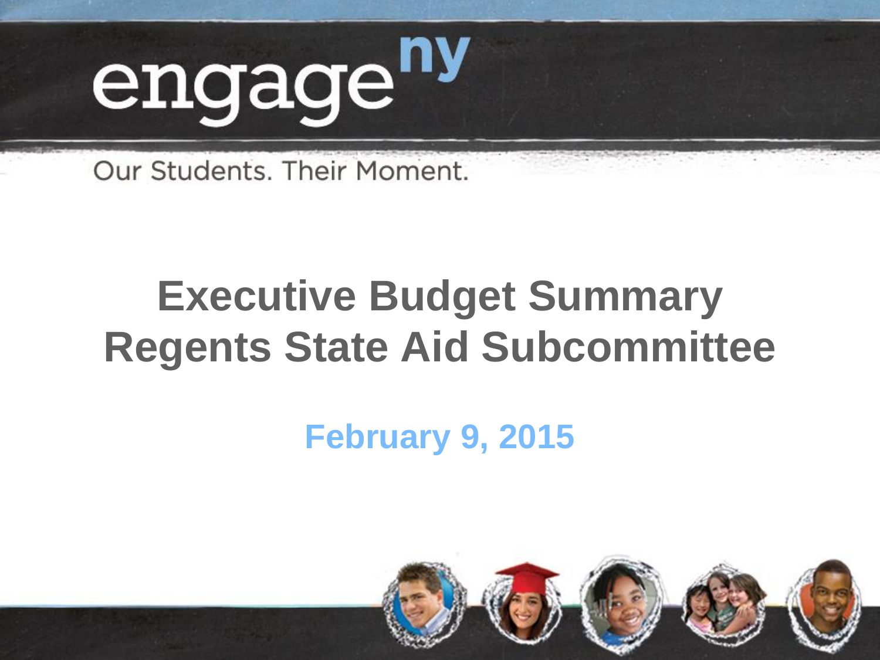engage[ny]

Our Students. Their Moment.

# Executive Budget Summary Regents State Aid Subcommittee

**February 9, 2015**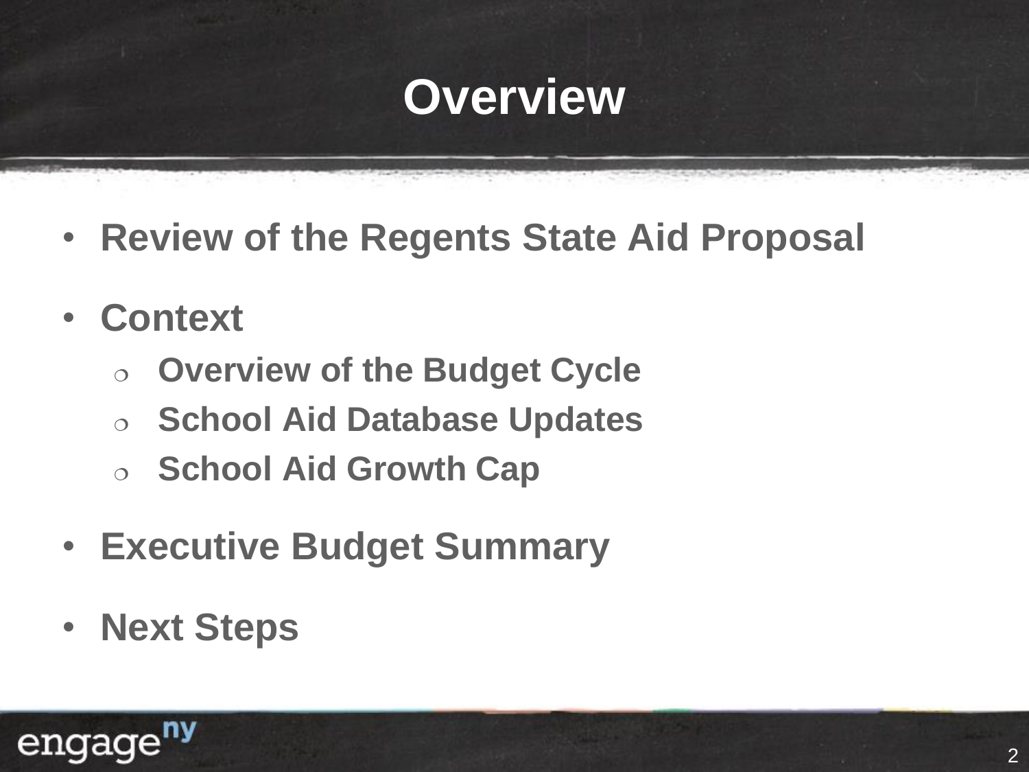# Overview

- **Review of the Regents State Aid Proposal**
- **Context**
  - **Overview of the Budget Cycle**
  - **School Aid Database Updates**
  - **School Aid Growth Cap**
- **Executive Budget Summary**
- **Next Steps**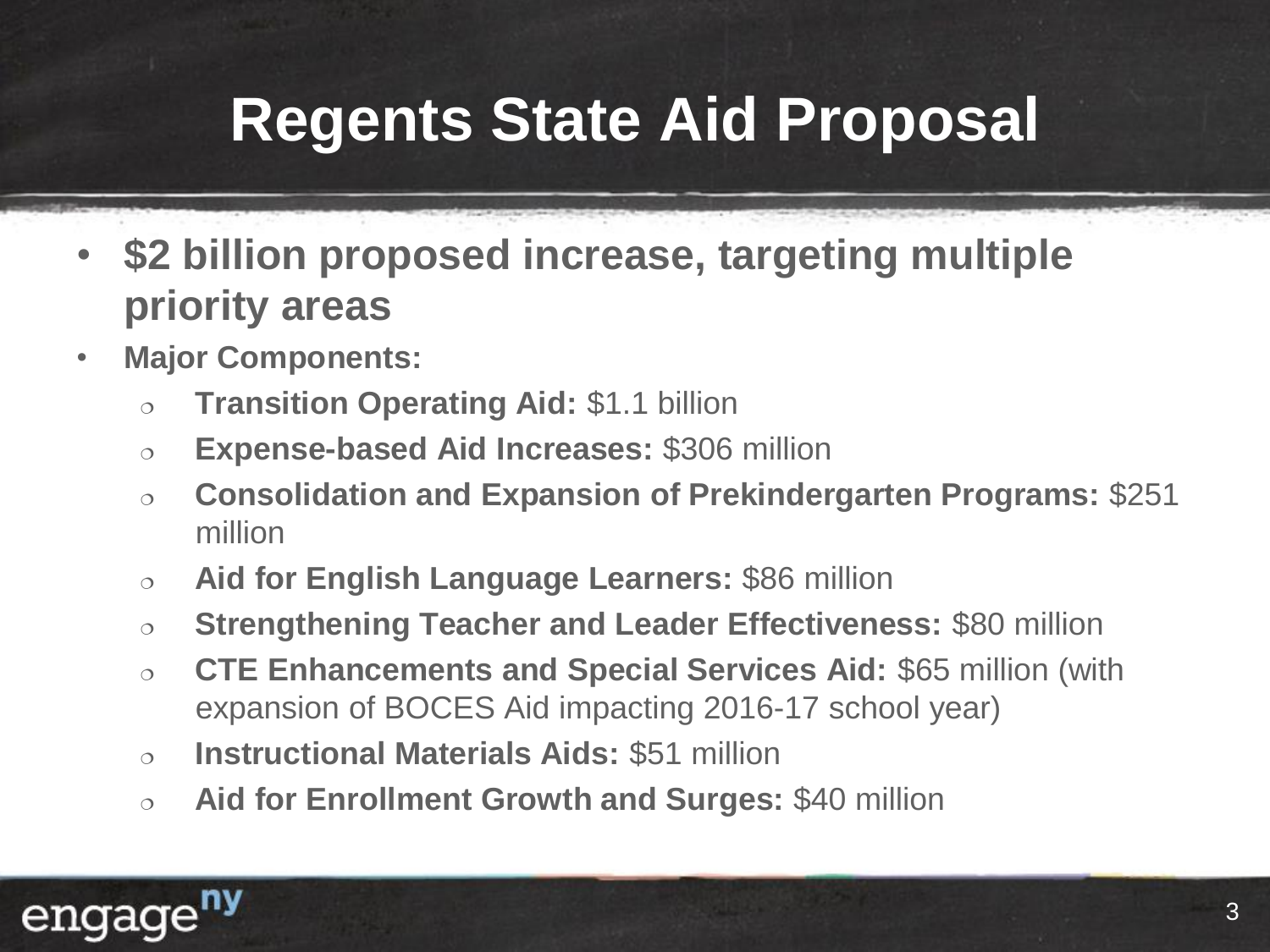# Regents State Aid Proposal

- **$2 billion proposed increase, targeting multiple priority areas**
- **Major Components:**
  - **Transition Operating Aid:** $1.1 billion
  - **Expense-based Aid Increases:** $306 million
  - **Consolidation and Expansion of Prekindergarten Programs:** $251 million
  - **Aid for English Language Learners:** $86 million
  - **Strengthening Teacher and Leader Effectiveness:** $80 million
  - **CTE Enhancements and Special Services Aid:** $65 million (with expansion of BOCES Aid impacting 2016-17 school year)
  - **Instructional Materials Aids:** $51 million
  - **Aid for Enrollment Growth and Surges:** $40 million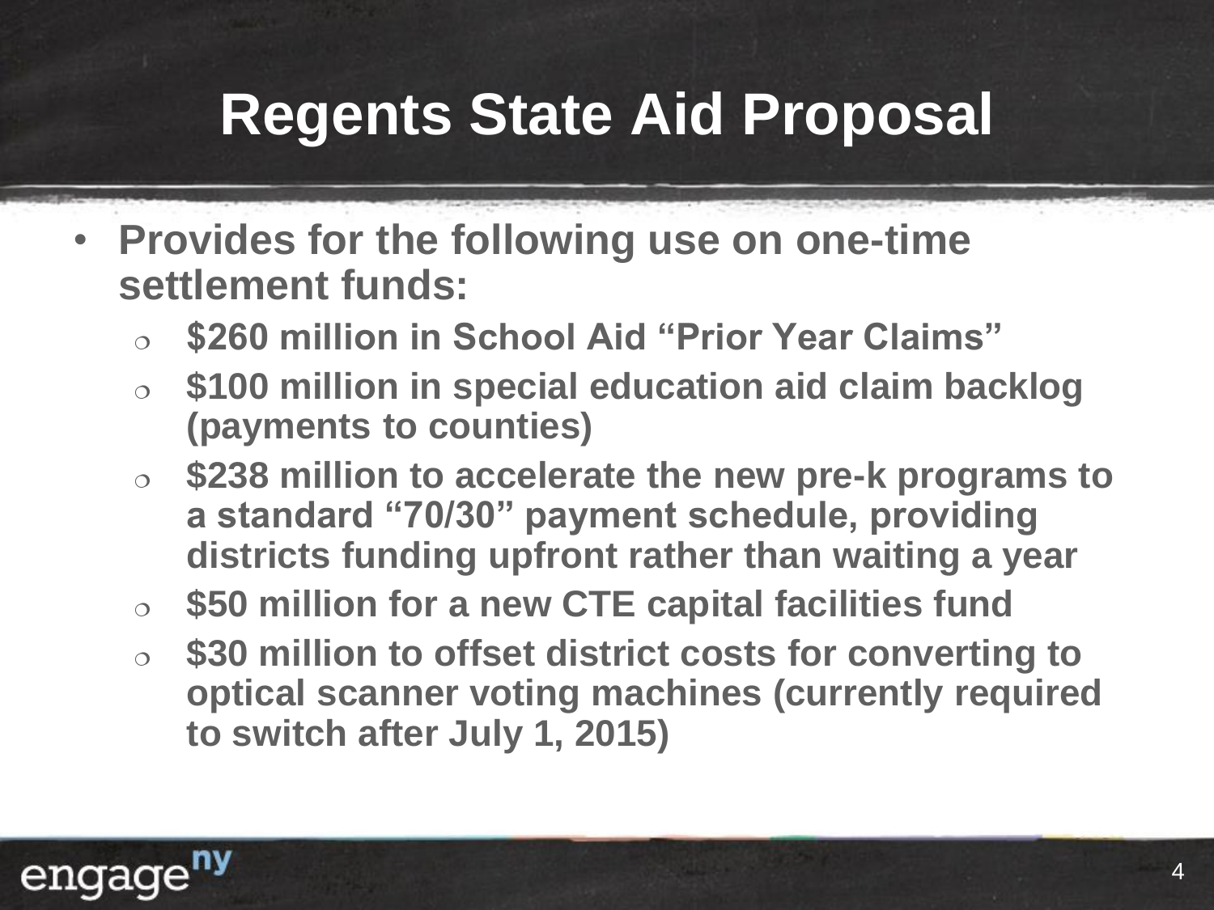# Regents State Aid Proposal

- Provides for the following use on one-time settlement funds:
  - $260 million in School Aid “Prior Year Claims”
  - $100 million in special education aid claim backlog (payments to counties)
  - $238 million to accelerate the new pre-k programs to a standard “70/30” payment schedule, providing districts funding upfront rather than waiting a year
  - $50 million for a new CTE capital facilities fund
  - $30 million to offset district costs for converting to optical scanner voting machines (currently required to switch after July 1, 2015)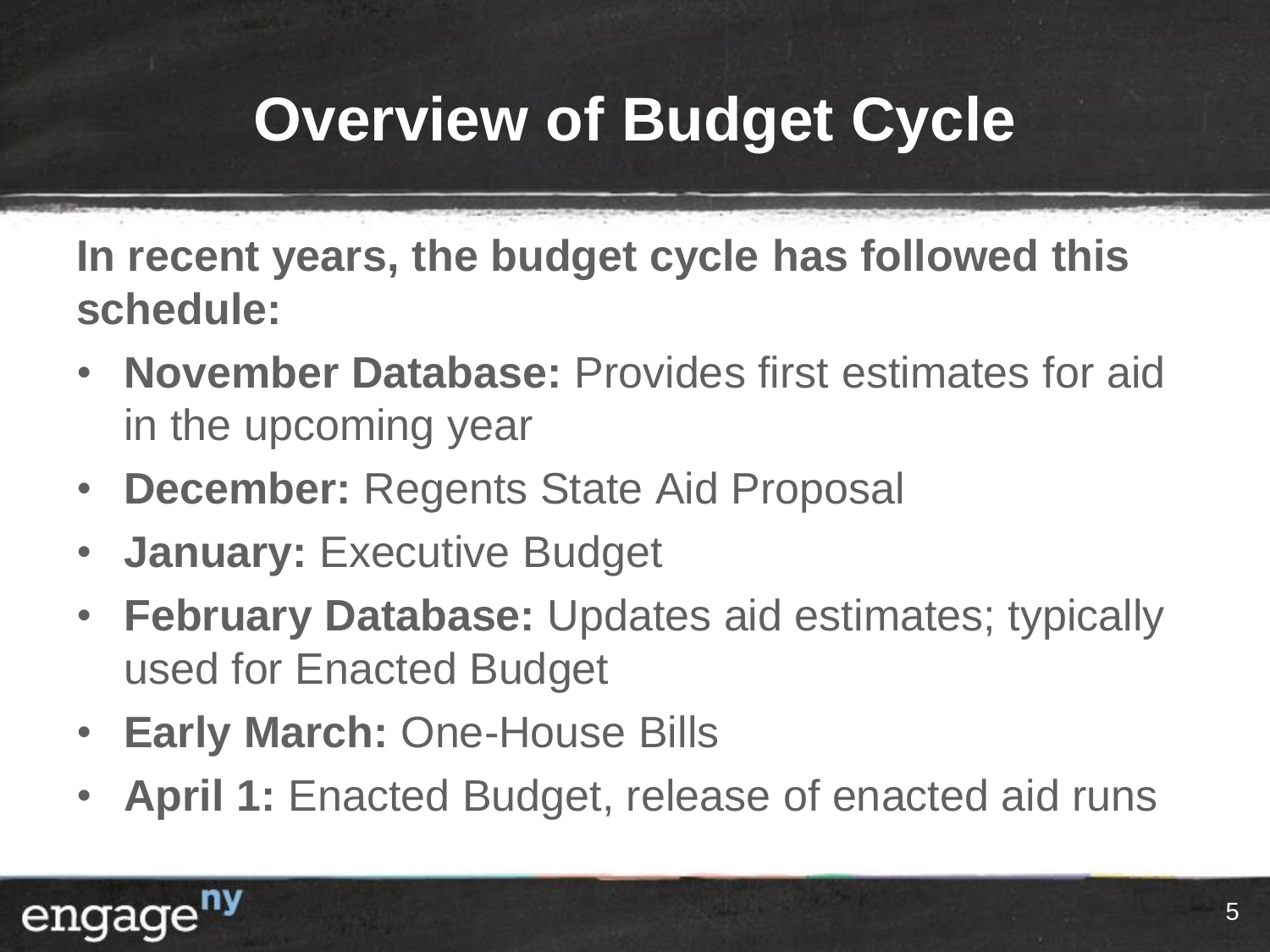# Overview of Budget Cycle

**In recent years, the budget cycle has followed this schedule:**

- **November Database:** Provides first estimates for aid in the upcoming year
- **December:** Regents State Aid Proposal
- **January:** Executive Budget
- **February Database:** Updates aid estimates; typically used for Enacted Budget
- **Early March:** One-House Bills
- **April 1:** Enacted Budget, release of enacted aid runs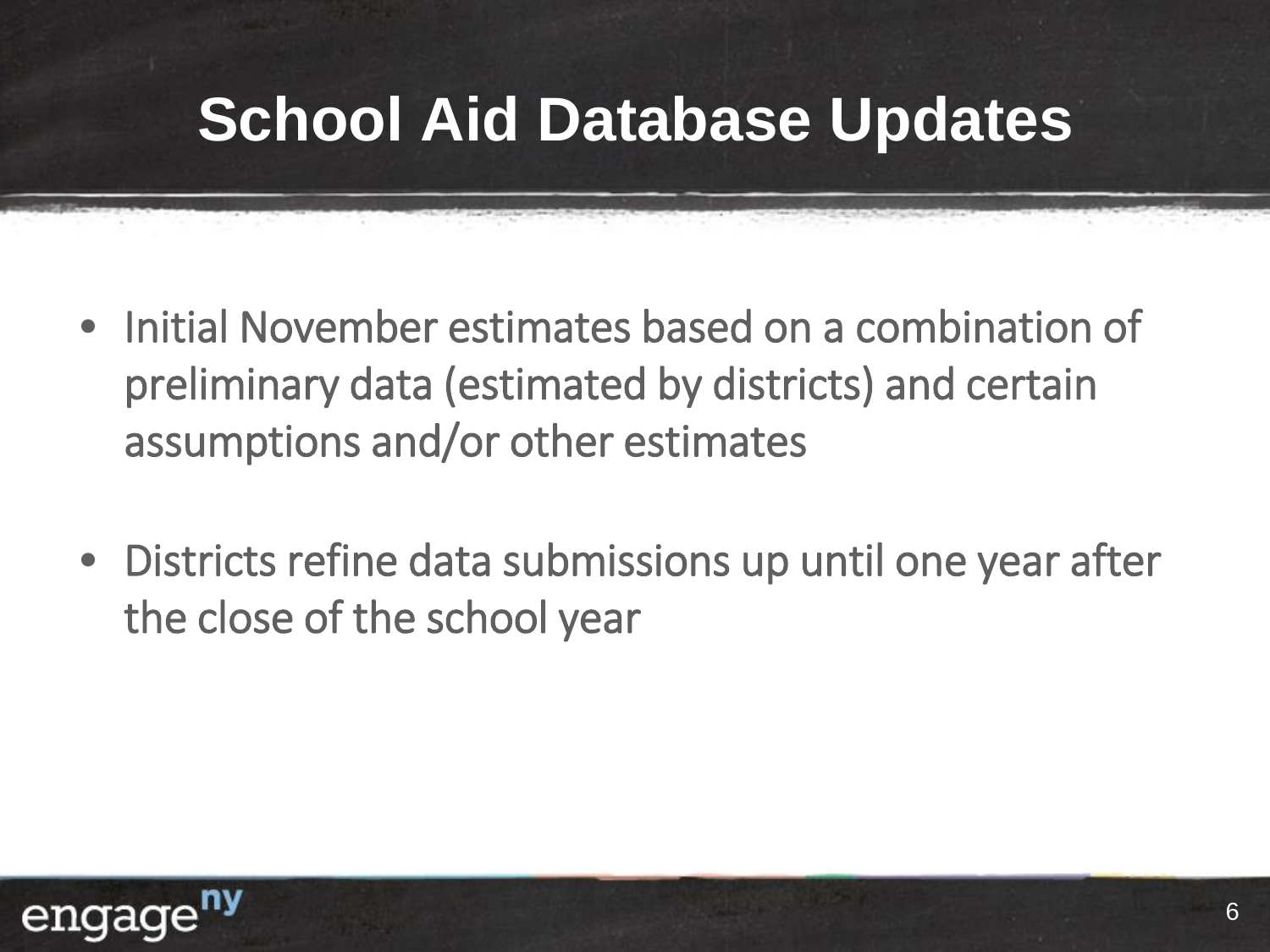# School Aid Database Updates

- Initial November estimates based on a combination of preliminary data (estimated by districts) and certain assumptions and/or other estimates
- Districts refine data submissions up until one year after the close of the school year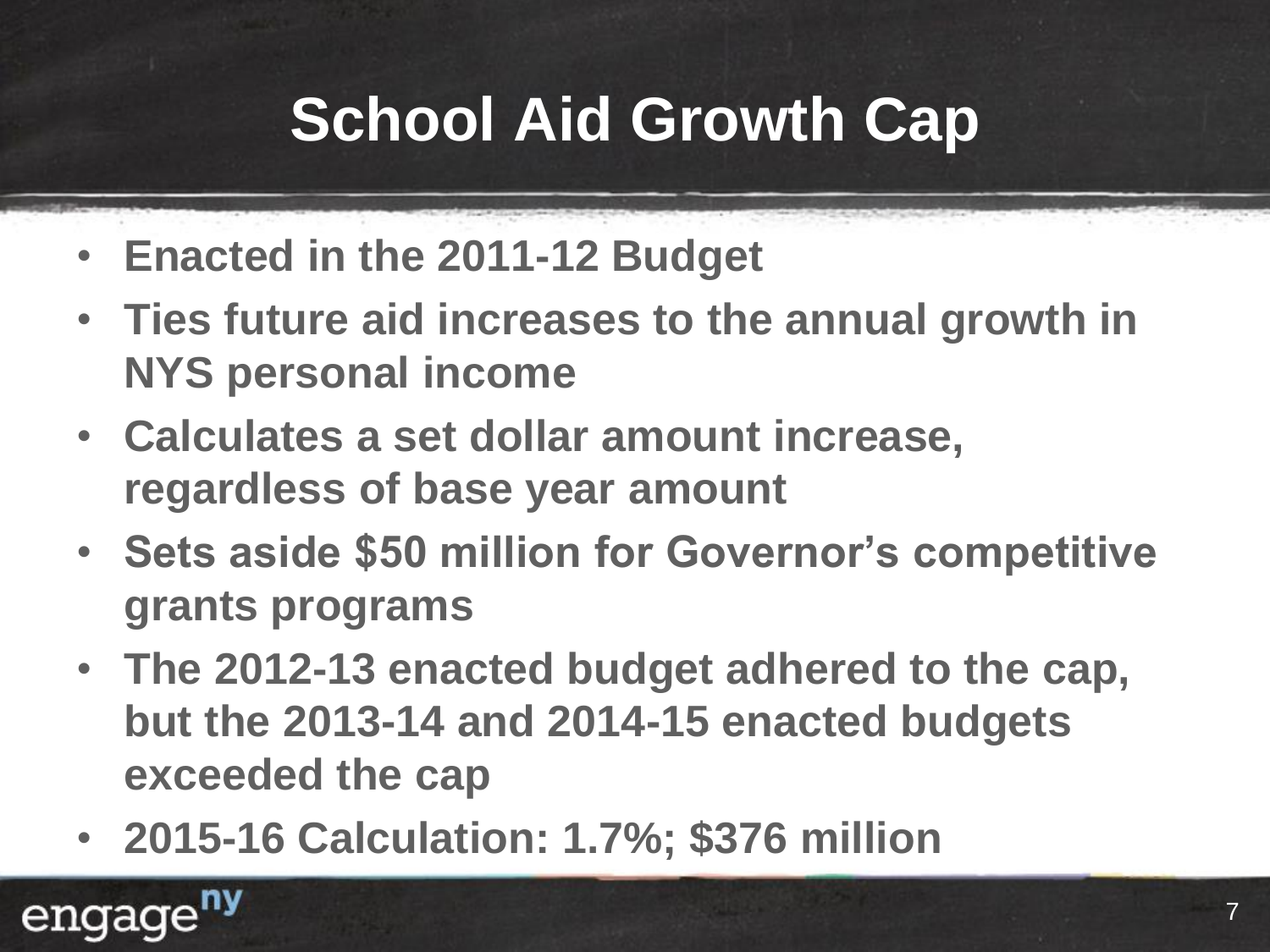# School Aid Growth Cap

- Enacted in the 2011-12 Budget
- Ties future aid increases to the annual growth in NYS personal income
- Calculates a set dollar amount increase, regardless of base year amount
- Sets aside $50 million for Governor's competitive grants programs
- The 2012-13 enacted budget adhered to the cap, but the 2013-14 and 2014-15 enacted budgets exceeded the cap
- 2015-16 Calculation: 1.7%; $376 million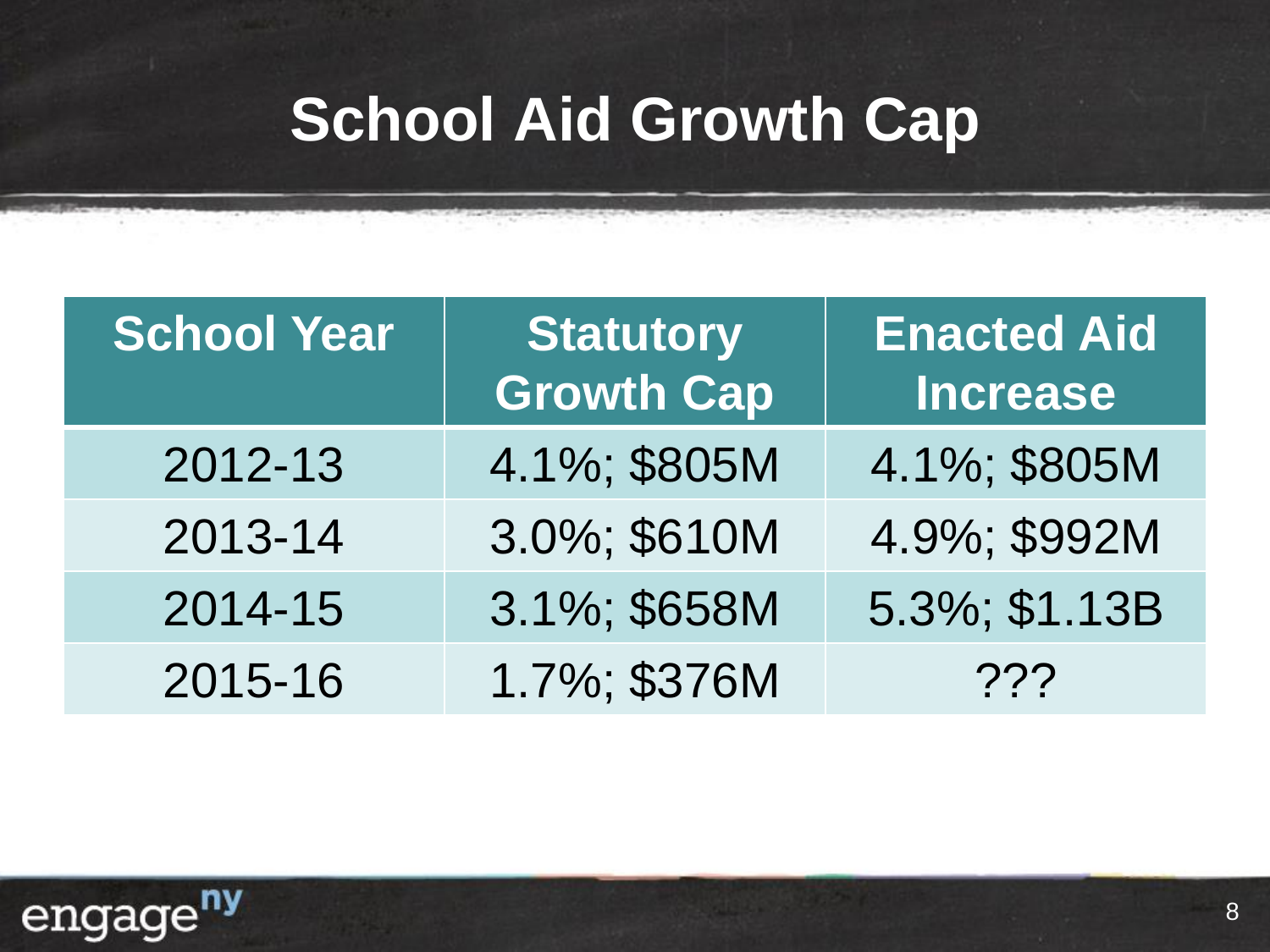# School Aid Growth Cap

| School Year | Statutory Growth Cap | Enacted Aid Increase |
| --- | --- | --- |
| 2012-13 | 4.1%; $805M | 4.1%; $805M |
| 2013-14 | 3.0%; $610M | 4.9%; $992M |
| 2014-15 | 3.1%; $658M | 5.3%; $1.13B |
| 2015-16 | 1.7%; $376M | ??? |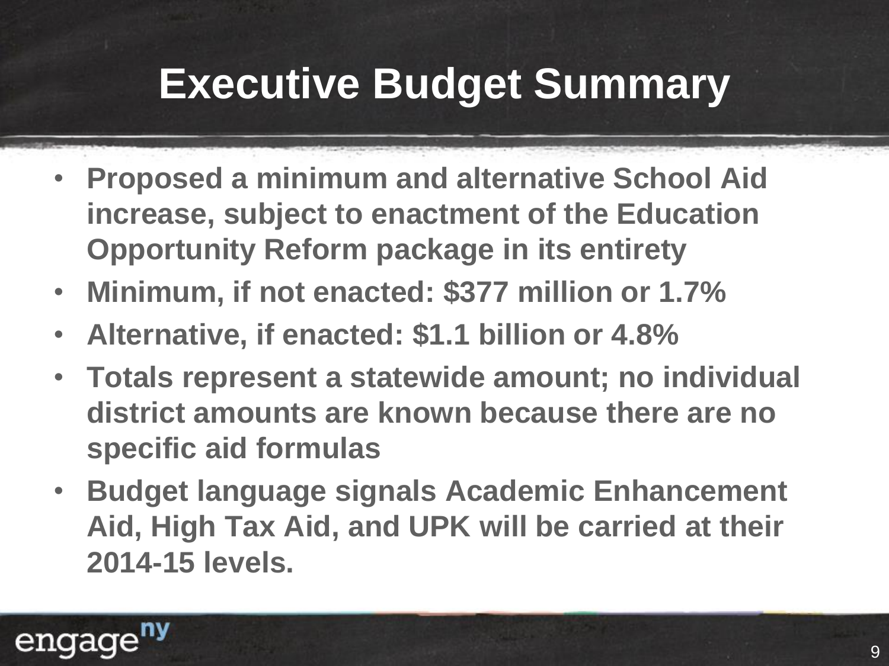# Executive Budget Summary

- **Proposed a minimum and alternative School Aid increase, subject to enactment of the Education Opportunity Reform package in its entirety**
- **Minimum, if not enacted: $377 million or 1.7%**
- **Alternative, if enacted: $1.1 billion or 4.8%**
- **Totals represent a statewide amount; no individual district amounts are known because there are no specific aid formulas**
- **Budget language signals Academic Enhancement Aid, High Tax Aid, and UPK will be carried at their 2014-15 levels.**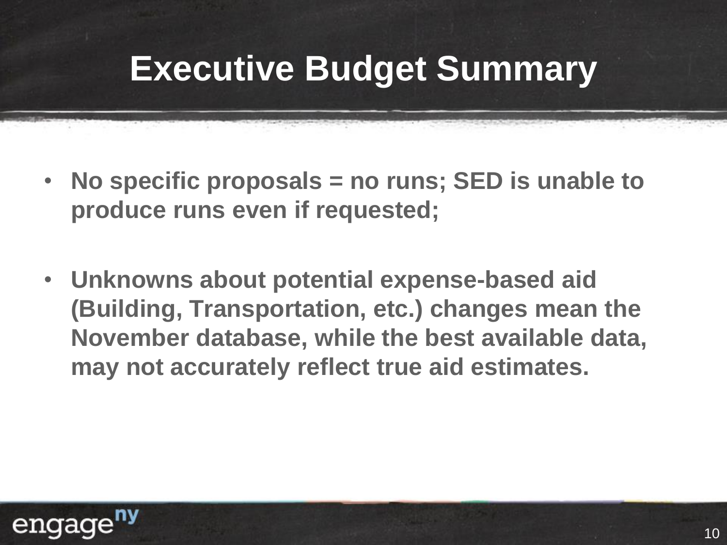# Executive Budget Summary

- **No specific proposals = no runs; SED is unable to produce runs even if requested;**
- **Unknowns about potential expense-based aid (Building, Transportation, etc.) changes mean the November database, while the best available data, may not accurately reflect true aid estimates.**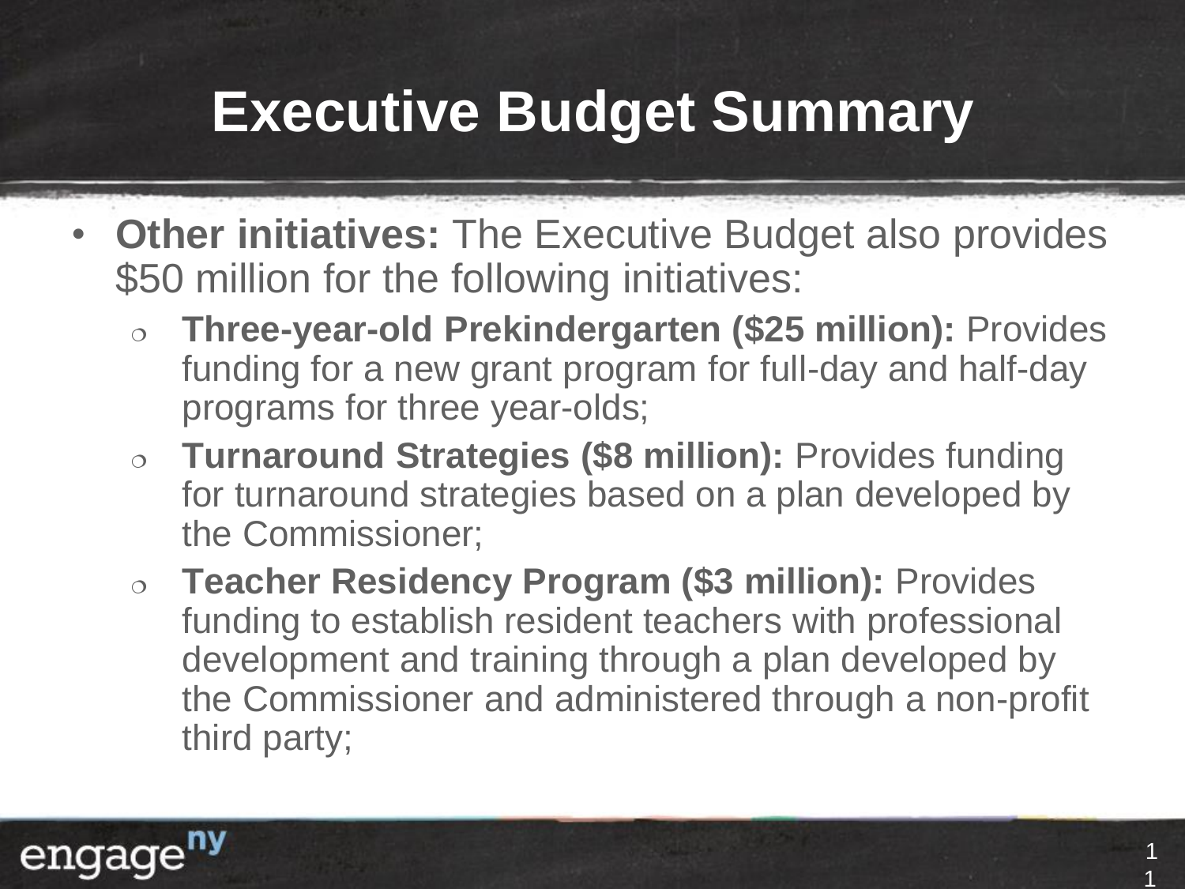# Executive Budget Summary

- **Other initiatives:** The Executive Budget also provides $50 million for the following initiatives:
  - **Three-year-old Prekindergarten ($25 million):** Provides funding for a new grant program for full-day and half-day programs for three year-olds;
  - **Turnaround Strategies ($8 million):** Provides funding for turnaround strategies based on a plan developed by the Commissioner;
  - **Teacher Residency Program ($3 million):** Provides funding to establish resident teachers with professional development and training through a plan developed by the Commissioner and administered through a non-profit third party;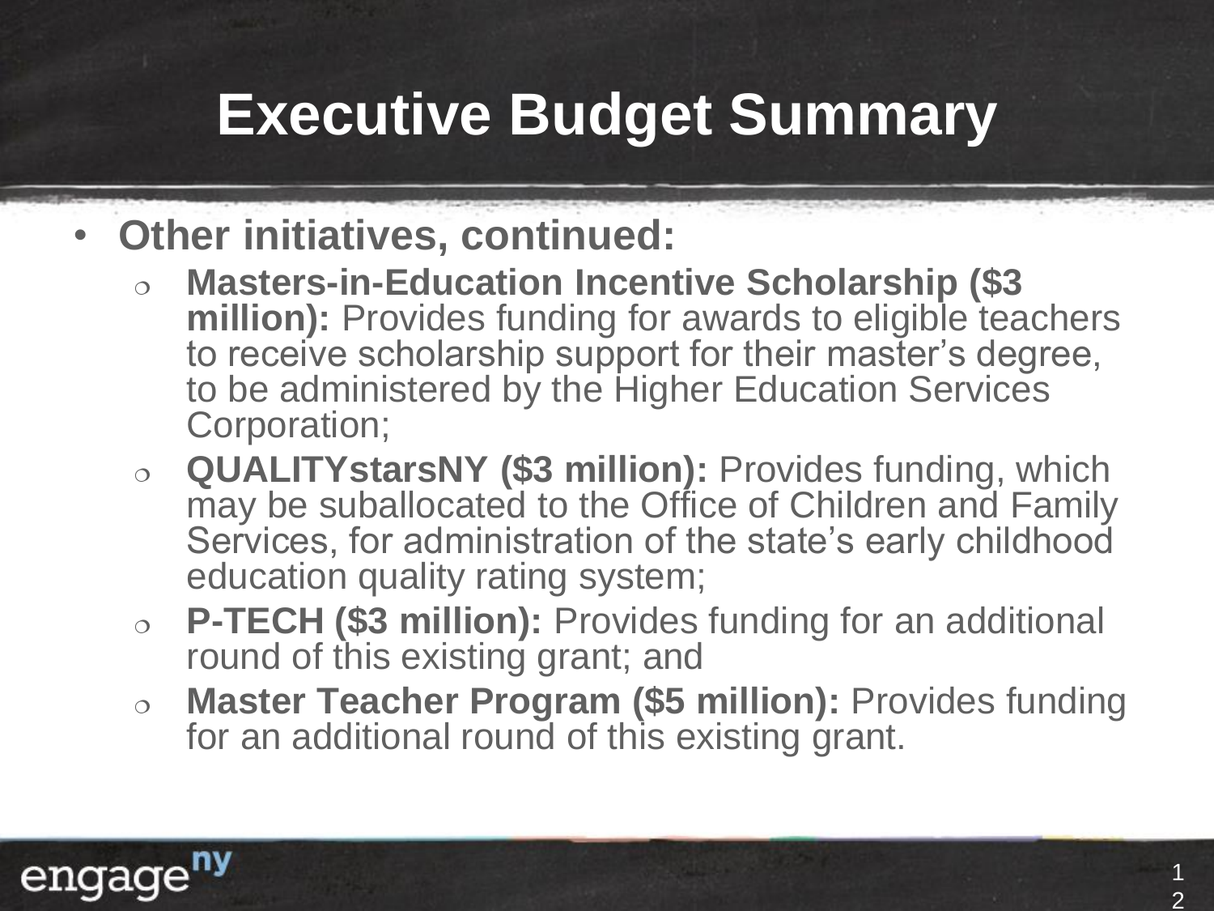# Executive Budget Summary

- **Other initiatives, continued:**
  - **Masters-in-Education Incentive Scholarship ($3 million):** Provides funding for awards to eligible teachers to receive scholarship support for their master's degree, to be administered by the Higher Education Services Corporation;
  - **QUALITYstarsNY ($3 million):** Provides funding, which may be suballocated to the Office of Children and Family Services, for administration of the state's early childhood education quality rating system;
  - **P-TECH ($3 million):** Provides funding for an additional round of this existing grant; and
  - **Master Teacher Program ($5 million):** Provides funding for an additional round of this existing grant.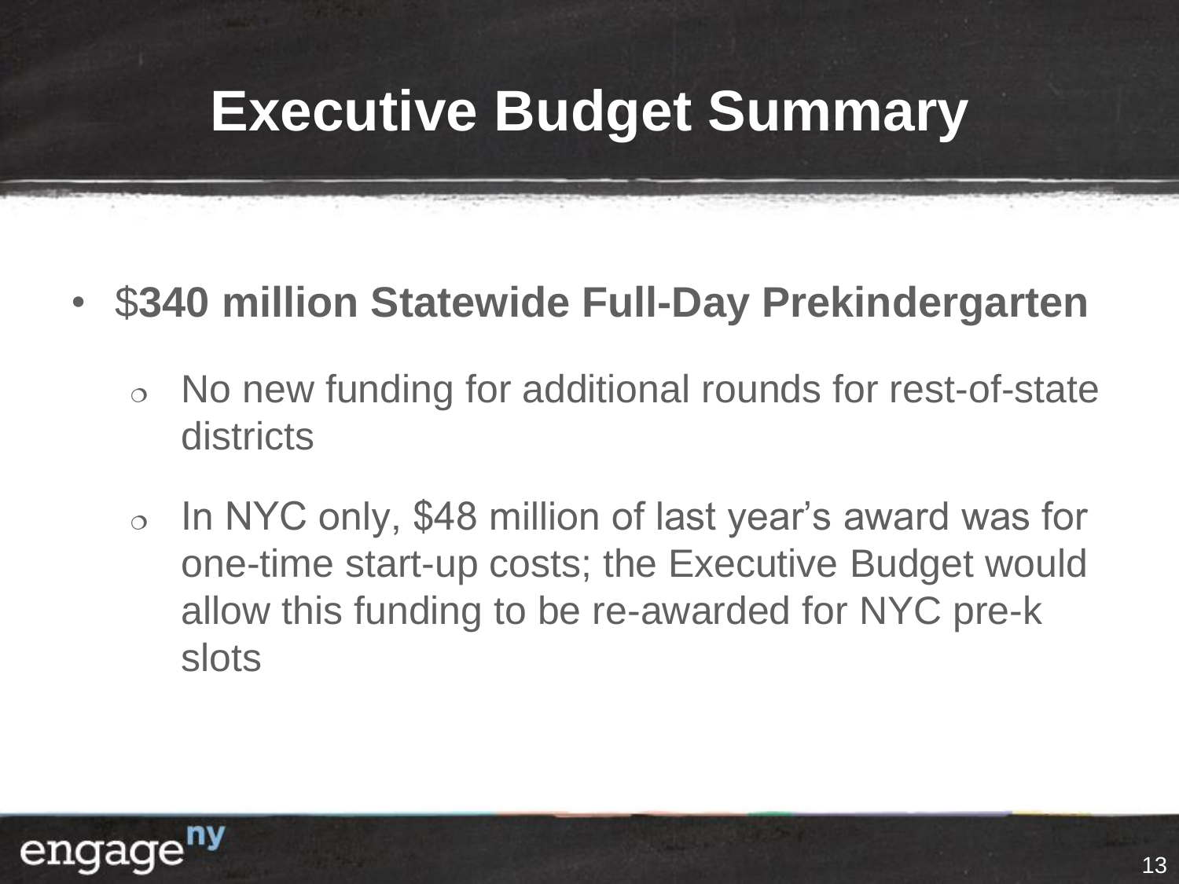# Executive Budget Summary

- **$340 million Statewide Full-Day Prekindergarten**
  - No new funding for additional rounds for rest-of-state districts
  - In NYC only, $48 million of last year's award was for one-time start-up costs; the Executive Budget would allow this funding to be re-awarded for NYC pre-k slots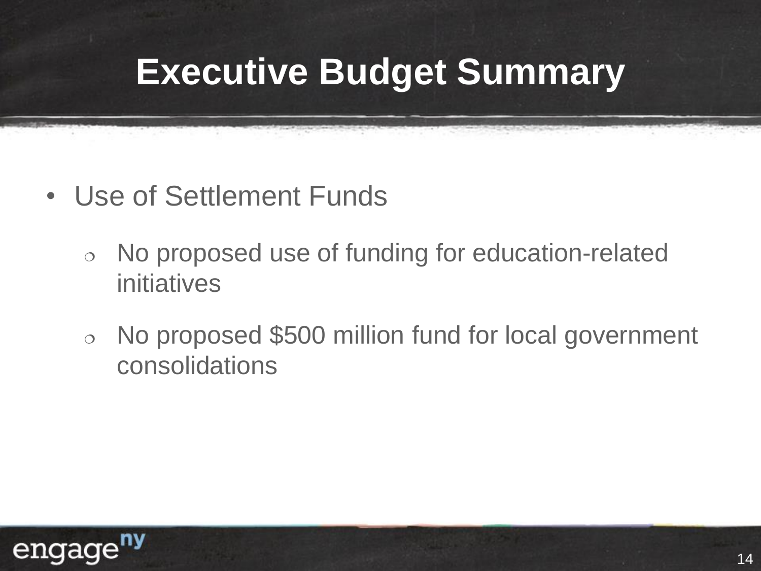# Executive Budget Summary

- Use of Settlement Funds
  - No proposed use of funding for education-related initiatives
  - No proposed $500 million fund for local government consolidations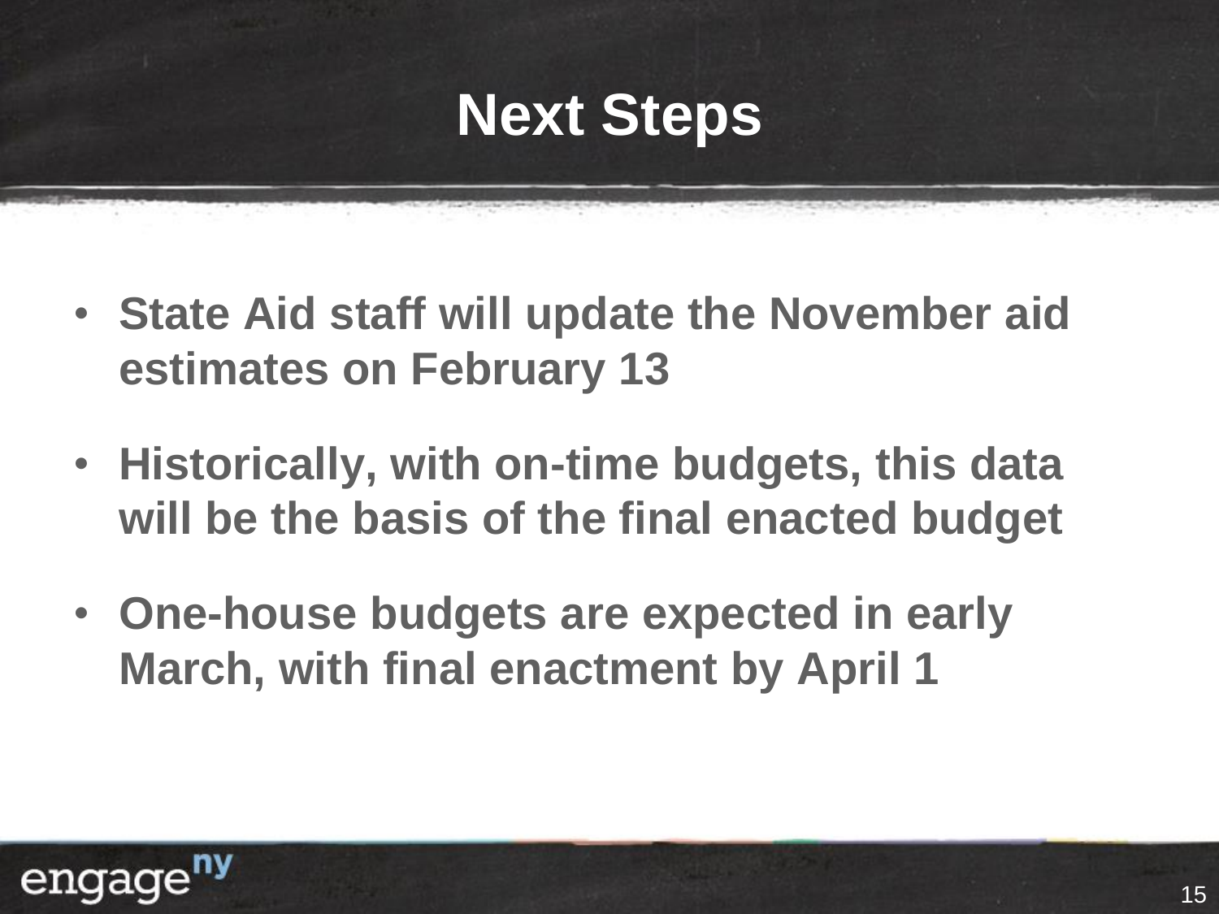# Next Steps

- **State Aid staff will update the November aid estimates on February 13**
- **Historically, with on-time budgets, this data will be the basis of the final enacted budget**
- **One-house budgets are expected in early March, with final enactment by April 1**